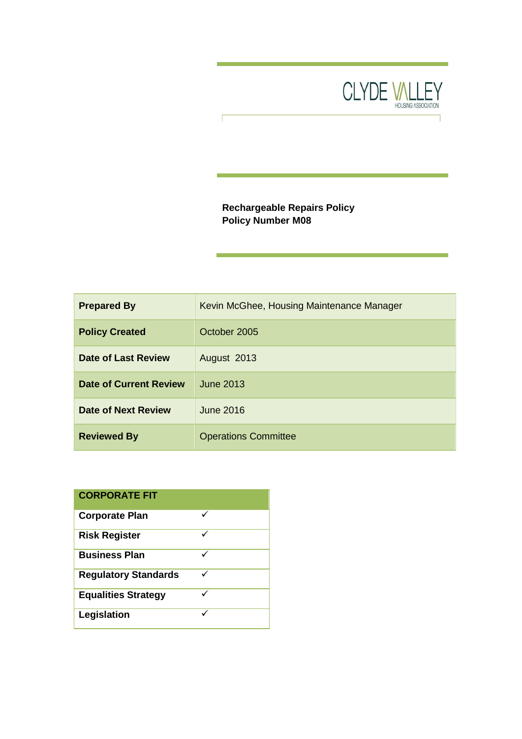CLYDE VALLEY
HOUSING ASSOCIATION

**Rechargeable Repairs Policy**
**Policy Number M08**

| | |
|---|---|
| **Prepared By** | Kevin McGhee, Housing Maintenance Manager |
| **Policy Created** | October 2005 |
| **Date of Last Review** | August 2013 |
| **Date of Current Review** | June 2013 |
| **Date of Next Review** | June 2016 |
| **Reviewed By** | Operations Committee |

| **CORPORATE FIT** | |
|---|---|
| **Corporate Plan** | ✓ |
| **Risk Register** | ✓ |
| **Business Plan** | ✓ |
| **Regulatory Standards** | ✓ |
| **Equalities Strategy** | ✓ |
| **Legislation** | ✓ |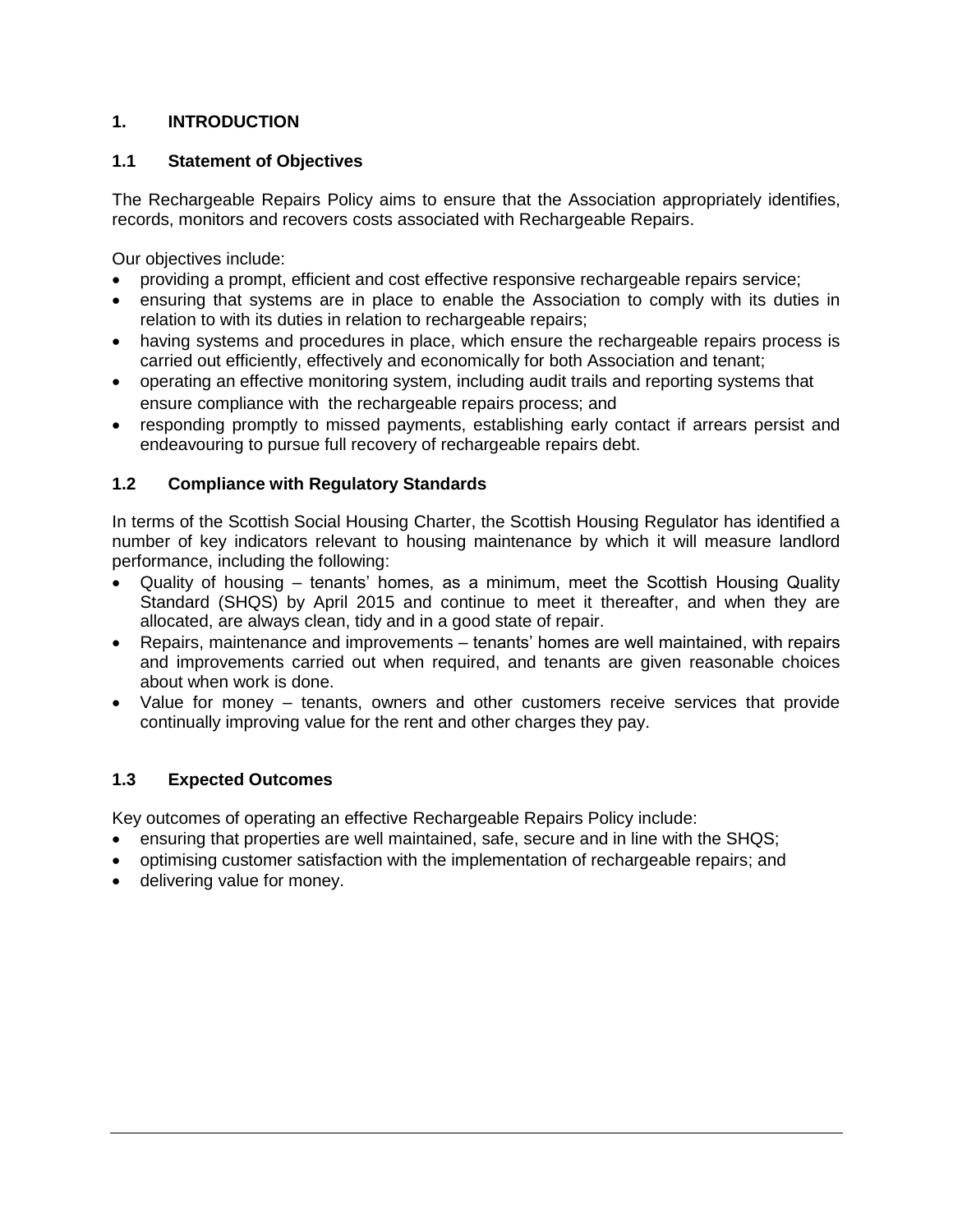# 1. INTRODUCTION

## 1.1 Statement of Objectives

The Rechargeable Repairs Policy aims to ensure that the Association appropriately identifies, records, monitors and recovers costs associated with Rechargeable Repairs.

Our objectives include:

- providing a prompt, efficient and cost effective responsive rechargeable repairs service;
- ensuring that systems are in place to enable the Association to comply with its duties in relation to with its duties in relation to rechargeable repairs;
- having systems and procedures in place, which ensure the rechargeable repairs process is carried out efficiently, effectively and economically for both Association and tenant;
- operating an effective monitoring system, including audit trails and reporting systems that ensure compliance with the rechargeable repairs process; and
- responding promptly to missed payments, establishing early contact if arrears persist and endeavouring to pursue full recovery of rechargeable repairs debt.

## 1.2 Compliance with Regulatory Standards

In terms of the Scottish Social Housing Charter, the Scottish Housing Regulator has identified a number of key indicators relevant to housing maintenance by which it will measure landlord performance, including the following:

- Quality of housing – tenants' homes, as a minimum, meet the Scottish Housing Quality Standard (SHQS) by April 2015 and continue to meet it thereafter, and when they are allocated, are always clean, tidy and in a good state of repair.
- Repairs, maintenance and improvements – tenants' homes are well maintained, with repairs and improvements carried out when required, and tenants are given reasonable choices about when work is done.
- Value for money – tenants, owners and other customers receive services that provide continually improving value for the rent and other charges they pay.

## 1.3 Expected Outcomes

Key outcomes of operating an effective Rechargeable Repairs Policy include:

- ensuring that properties are well maintained, safe, secure and in line with the SHQS;
- optimising customer satisfaction with the implementation of rechargeable repairs; and
- delivering value for money.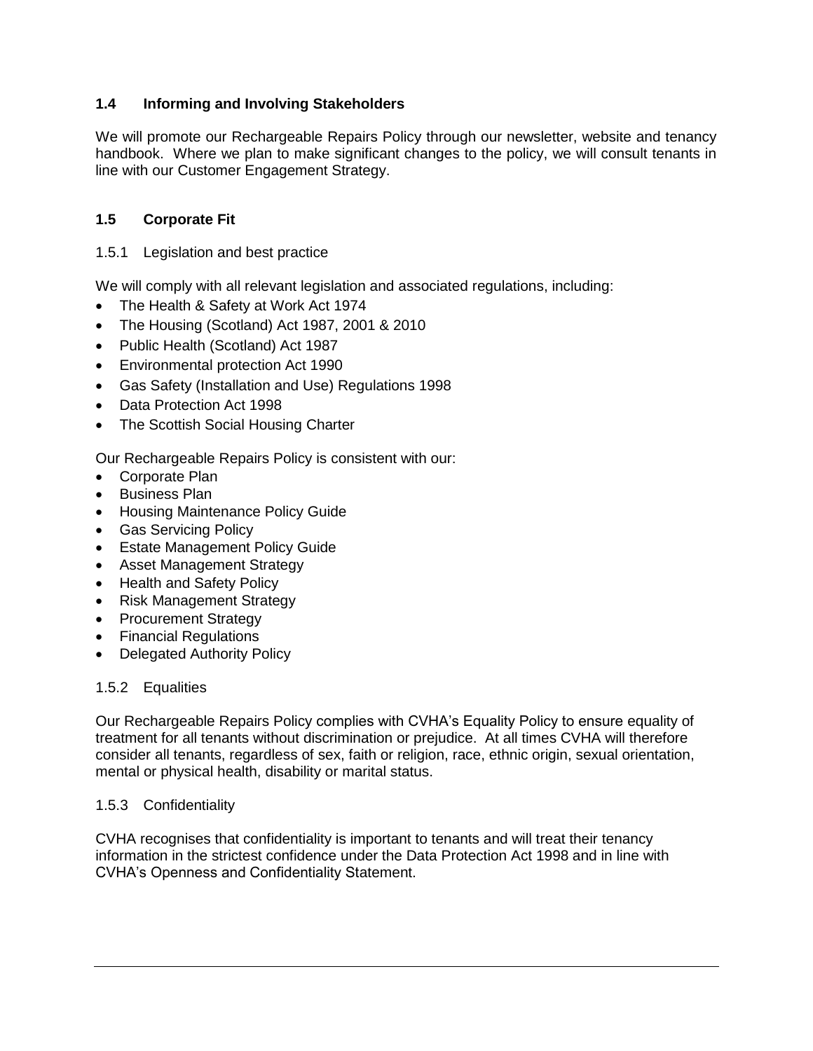## 1.4 Informing and Involving Stakeholders

We will promote our Rechargeable Repairs Policy through our newsletter, website and tenancy handbook. Where we plan to make significant changes to the policy, we will consult tenants in line with our Customer Engagement Strategy.

## 1.5 Corporate Fit

### 1.5.1 Legislation and best practice

We will comply with all relevant legislation and associated regulations, including:

- The Health & Safety at Work Act 1974
- The Housing (Scotland) Act 1987, 2001 & 2010
- Public Health (Scotland) Act 1987
- Environmental protection Act 1990
- Gas Safety (Installation and Use) Regulations 1998
- Data Protection Act 1998
- The Scottish Social Housing Charter

Our Rechargeable Repairs Policy is consistent with our:

- Corporate Plan
- Business Plan
- Housing Maintenance Policy Guide
- Gas Servicing Policy
- Estate Management Policy Guide
- Asset Management Strategy
- Health and Safety Policy
- Risk Management Strategy
- Procurement Strategy
- Financial Regulations
- Delegated Authority Policy

### 1.5.2 Equalities

Our Rechargeable Repairs Policy complies with CVHA's Equality Policy to ensure equality of treatment for all tenants without discrimination or prejudice. At all times CVHA will therefore consider all tenants, regardless of sex, faith or religion, race, ethnic origin, sexual orientation, mental or physical health, disability or marital status.

### 1.5.3 Confidentiality

CVHA recognises that confidentiality is important to tenants and will treat their tenancy information in the strictest confidence under the Data Protection Act 1998 and in line with CVHA's Openness and Confidentiality Statement.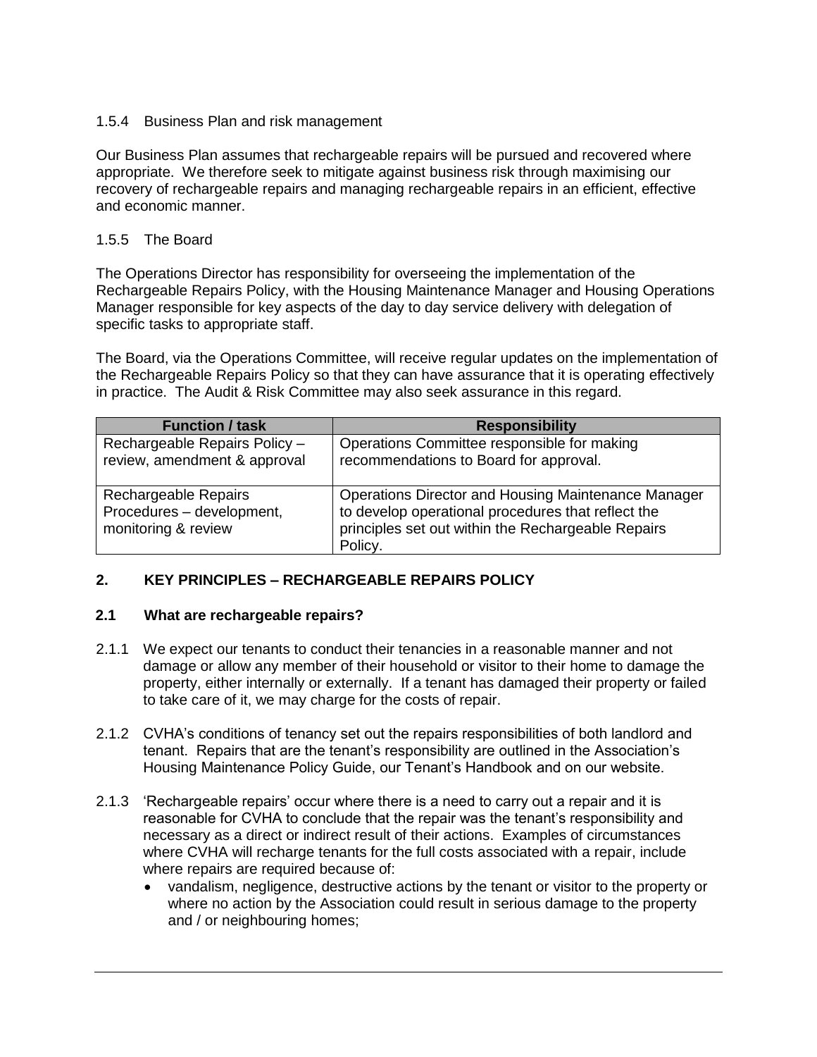#### 1.5.4 Business Plan and risk management

Our Business Plan assumes that rechargeable repairs will be pursued and recovered where appropriate. We therefore seek to mitigate against business risk through maximising our recovery of rechargeable repairs and managing rechargeable repairs in an efficient, effective and economic manner.

#### 1.5.5 The Board

The Operations Director has responsibility for overseeing the implementation of the Rechargeable Repairs Policy, with the Housing Maintenance Manager and Housing Operations Manager responsible for key aspects of the day to day service delivery with delegation of specific tasks to appropriate staff.

The Board, via the Operations Committee, will receive regular updates on the implementation of the Rechargeable Repairs Policy so that they can have assurance that it is operating effectively in practice. The Audit & Risk Committee may also seek assurance in this regard.

| Function / task | Responsibility |
| --- | --- |
| Rechargeable Repairs Policy – review, amendment & approval | Operations Committee responsible for making recommendations to Board for approval. |
| Rechargeable Repairs Procedures – development, monitoring & review | Operations Director and Housing Maintenance Manager to develop operational procedures that reflect the principles set out within the Rechargeable Repairs Policy. |

## 2. KEY PRINCIPLES – RECHARGEABLE REPAIRS POLICY

### 2.1 What are rechargeable repairs?

2.1.1 We expect our tenants to conduct their tenancies in a reasonable manner and not damage or allow any member of their household or visitor to their home to damage the property, either internally or externally. If a tenant has damaged their property or failed to take care of it, we may charge for the costs of repair.

2.1.2 CVHA's conditions of tenancy set out the repairs responsibilities of both landlord and tenant. Repairs that are the tenant's responsibility are outlined in the Association's Housing Maintenance Policy Guide, our Tenant's Handbook and on our website.

2.1.3 'Rechargeable repairs' occur where there is a need to carry out a repair and it is reasonable for CVHA to conclude that the repair was the tenant's responsibility and necessary as a direct or indirect result of their actions. Examples of circumstances where CVHA will recharge tenants for the full costs associated with a repair, include where repairs are required because of:

- vandalism, negligence, destructive actions by the tenant or visitor to the property or where no action by the Association could result in serious damage to the property and / or neighbouring homes;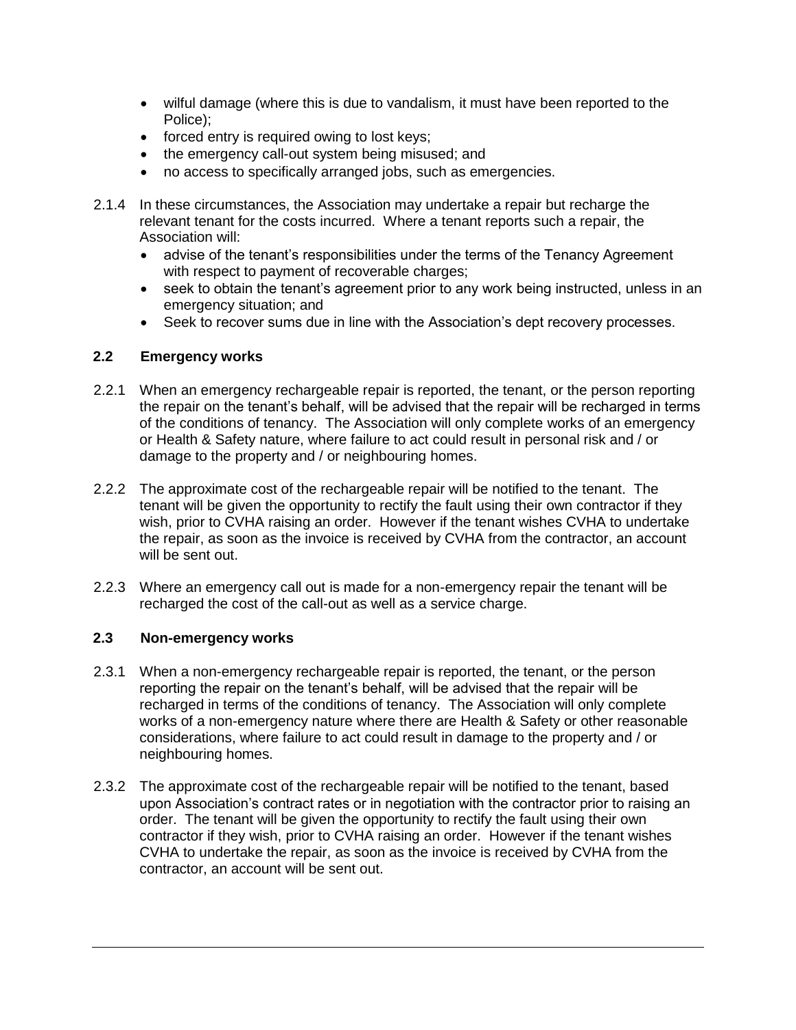- wilful damage (where this is due to vandalism, it must have been reported to the Police);
- forced entry is required owing to lost keys;
- the emergency call-out system being misused; and
- no access to specifically arranged jobs, such as emergencies.

2.1.4 In these circumstances, the Association may undertake a repair but recharge the relevant tenant for the costs incurred. Where a tenant reports such a repair, the Association will:

- advise of the tenant's responsibilities under the terms of the Tenancy Agreement with respect to payment of recoverable charges;
- seek to obtain the tenant's agreement prior to any work being instructed, unless in an emergency situation; and
- Seek to recover sums due in line with the Association's dept recovery processes.

### 2.2 Emergency works

2.2.1 When an emergency rechargeable repair is reported, the tenant, or the person reporting the repair on the tenant's behalf, will be advised that the repair will be recharged in terms of the conditions of tenancy. The Association will only complete works of an emergency or Health & Safety nature, where failure to act could result in personal risk and / or damage to the property and / or neighbouring homes.

2.2.2 The approximate cost of the rechargeable repair will be notified to the tenant. The tenant will be given the opportunity to rectify the fault using their own contractor if they wish, prior to CVHA raising an order. However if the tenant wishes CVHA to undertake the repair, as soon as the invoice is received by CVHA from the contractor, an account will be sent out.

2.2.3 Where an emergency call out is made for a non-emergency repair the tenant will be recharged the cost of the call-out as well as a service charge.

### 2.3 Non-emergency works

2.3.1 When a non-emergency rechargeable repair is reported, the tenant, or the person reporting the repair on the tenant's behalf, will be advised that the repair will be recharged in terms of the conditions of tenancy. The Association will only complete works of a non-emergency nature where there are Health & Safety or other reasonable considerations, where failure to act could result in damage to the property and / or neighbouring homes.

2.3.2 The approximate cost of the rechargeable repair will be notified to the tenant, based upon Association's contract rates or in negotiation with the contractor prior to raising an order. The tenant will be given the opportunity to rectify the fault using their own contractor if they wish, prior to CVHA raising an order. However if the tenant wishes CVHA to undertake the repair, as soon as the invoice is received by CVHA from the contractor, an account will be sent out.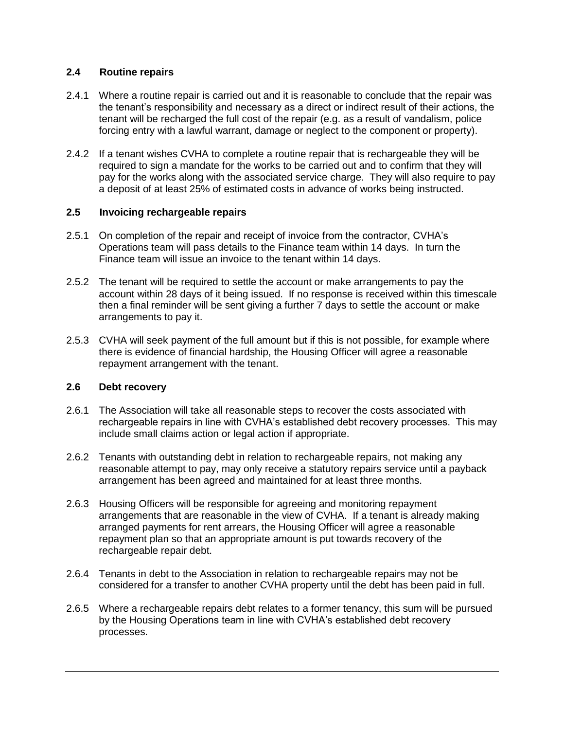### 2.4 Routine repairs

2.4.1 Where a routine repair is carried out and it is reasonable to conclude that the repair was the tenant's responsibility and necessary as a direct or indirect result of their actions, the tenant will be recharged the full cost of the repair (e.g. as a result of vandalism, police forcing entry with a lawful warrant, damage or neglect to the component or property).

2.4.2 If a tenant wishes CVHA to complete a routine repair that is rechargeable they will be required to sign a mandate for the works to be carried out and to confirm that they will pay for the works along with the associated service charge. They will also require to pay a deposit of at least 25% of estimated costs in advance of works being instructed.

### 2.5 Invoicing rechargeable repairs

2.5.1 On completion of the repair and receipt of invoice from the contractor, CVHA's Operations team will pass details to the Finance team within 14 days. In turn the Finance team will issue an invoice to the tenant within 14 days.

2.5.2 The tenant will be required to settle the account or make arrangements to pay the account within 28 days of it being issued. If no response is received within this timescale then a final reminder will be sent giving a further 7 days to settle the account or make arrangements to pay it.

2.5.3 CVHA will seek payment of the full amount but if this is not possible, for example where there is evidence of financial hardship, the Housing Officer will agree a reasonable repayment arrangement with the tenant.

### 2.6 Debt recovery

2.6.1 The Association will take all reasonable steps to recover the costs associated with rechargeable repairs in line with CVHA's established debt recovery processes. This may include small claims action or legal action if appropriate.

2.6.2 Tenants with outstanding debt in relation to rechargeable repairs, not making any reasonable attempt to pay, may only receive a statutory repairs service until a payback arrangement has been agreed and maintained for at least three months.

2.6.3 Housing Officers will be responsible for agreeing and monitoring repayment arrangements that are reasonable in the view of CVHA. If a tenant is already making arranged payments for rent arrears, the Housing Officer will agree a reasonable repayment plan so that an appropriate amount is put towards recovery of the rechargeable repair debt.

2.6.4 Tenants in debt to the Association in relation to rechargeable repairs may not be considered for a transfer to another CVHA property until the debt has been paid in full.

2.6.5 Where a rechargeable repairs debt relates to a former tenancy, this sum will be pursued by the Housing Operations team in line with CVHA's established debt recovery processes.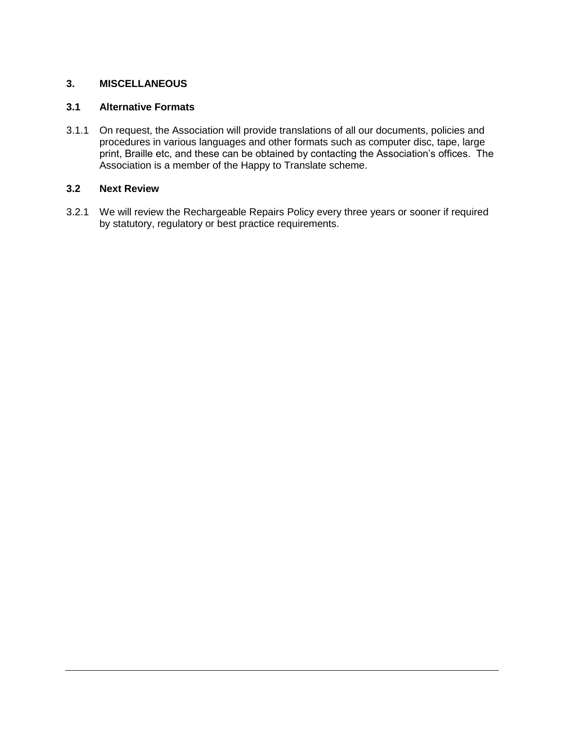## 3. MISCELLANEOUS

### 3.1 Alternative Formats

3.1.1 On request, the Association will provide translations of all our documents, policies and procedures in various languages and other formats such as computer disc, tape, large print, Braille etc, and these can be obtained by contacting the Association's offices. The Association is a member of the Happy to Translate scheme.

### 3.2 Next Review

3.2.1 We will review the Rechargeable Repairs Policy every three years or sooner if required by statutory, regulatory or best practice requirements.